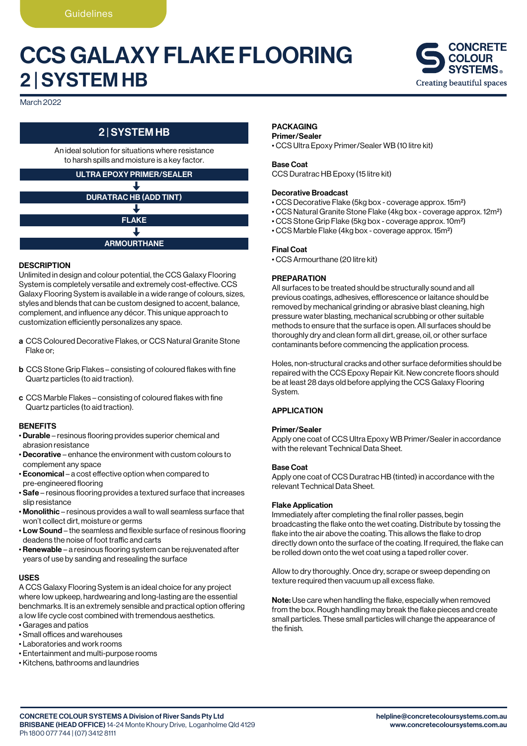Guidelines

# CCS GALAXY FLAKE FLOORING
## 2 | SYSTEM HB

CONCRETE COLOUR SYSTEMS
Creating beautiful spaces

March 2022

### 2 | SYSTEM HB

An ideal solution for situations where resistance to harsh spills and moisture is a key factor.

**ULTRA EPOXY PRIMER/SEALER**
↓
**DURATRAC HB (ADD TINT)**
↓
**FLAKE**
↓
**ARMOURTHANE**

### DESCRIPTION

Unlimited in design and colour potential, the CCS Galaxy Flooring System is completely versatile and extremely cost-effective. CCS Galaxy Flooring System is available in a wide range of colours, sizes, styles and blends that can be custom designed to accent, balance, complement, and influence any décor. This unique approach to customization efficiently personalizes any space.

**a** CCS Coloured Decorative Flakes, or CCS Natural Granite Stone Flake or;

**b** CCS Stone Grip Flakes – consisting of coloured flakes with fine Quartz particles (to aid traction).

**c** CCS Marble Flakes – consisting of coloured flakes with fine Quartz particles (to aid traction).

### BENEFITS

- **Durable** – resinous flooring provides superior chemical and abrasion resistance
- **Decorative** – enhance the environment with custom colours to complement any space
- **Economical** – a cost effective option when compared to pre-engineered flooring
- **Safe** – resinous flooring provides a textured surface that increases slip resistance
- **Monolithic** – resinous provides a wall to wall seamless surface that won't collect dirt, moisture or germs
- **Low Sound** – the seamless and flexible surface of resinous flooring deadens the noise of foot traffic and carts
- **Renewable** – a resinous flooring system can be rejuvenated after years of use by sanding and resealing the surface

### USES

A CCS Galaxy Flooring System is an ideal choice for any project where low upkeep, hardwearing and long-lasting are the essential benchmarks. It is an extremely sensible and practical option offering a low life cycle cost combined with tremendous aesthetics.

- Garages and patios
- Small offices and warehouses
- Laboratories and work rooms
- Entertainment and multi-purpose rooms
- Kitchens, bathrooms and laundries

### PACKAGING

**Primer/Sealer**

- CCS Ultra Epoxy Primer/Sealer WB (10 litre kit)

**Base Coat**

CCS Duratrac HB Epoxy (15 litre kit)

**Decorative Broadcast**

- CCS Decorative Flake (5kg box - coverage approx. 15m²)
- CCS Natural Granite Stone Flake (4kg box - coverage approx. 12m²)
- CCS Stone Grip Flake (5kg box - coverage approx. 10m²)
- CCS Marble Flake (4kg box - coverage approx. 15m²)

**Final Coat**

- CCS Armourthane (20 litre kit)

### PREPARATION

All surfaces to be treated should be structurally sound and all previous coatings, adhesives, efflorescence or laitance should be removed by mechanical grinding or abrasive blast cleaning, high pressure water blasting, mechanical scrubbing or other suitable methods to ensure that the surface is open. All surfaces should be thoroughly dry and clean form all dirt, grease, oil, or other surface contaminants before commencing the application process.

Holes, non-structural cracks and other surface deformities should be repaired with the CCS Epoxy Repair Kit. New concrete floors should be at least 28 days old before applying the CCS Galaxy Flooring System.

### APPLICATION

**Primer/Sealer**

Apply one coat of CCS Ultra Epoxy WB Primer/Sealer in accordance with the relevant Technical Data Sheet.

**Base Coat**

Apply one coat of CCS Duratrac HB (tinted) in accordance with the relevant Technical Data Sheet.

**Flake Application**

Immediately after completing the final roller passes, begin broadcasting the flake onto the wet coating. Distribute by tossing the flake into the air above the coating. This allows the flake to drop directly down onto the surface of the coating. If required, the flake can be rolled down onto the wet coat using a taped roller cover.

Allow to dry thoroughly. Once dry, scrape or sweep depending on texture required then vacuum up all excess flake.

**Note:** Use care when handling the flake, especially when removed from the box. Rough handling may break the flake pieces and create small particles. These small particles will change the appearance of the finish.

**CONCRETE COLOUR SYSTEMS A Division of River Sands Pty Ltd**
**BRISBANE (HEAD OFFICE)** 14-24 Monte Khoury Drive, Loganholme Qld 4129
Ph 1800 077 744 | (07) 3412 8111

**helpline@concretecoloursystems.com.au**
**www.concretecoloursystems.com.au**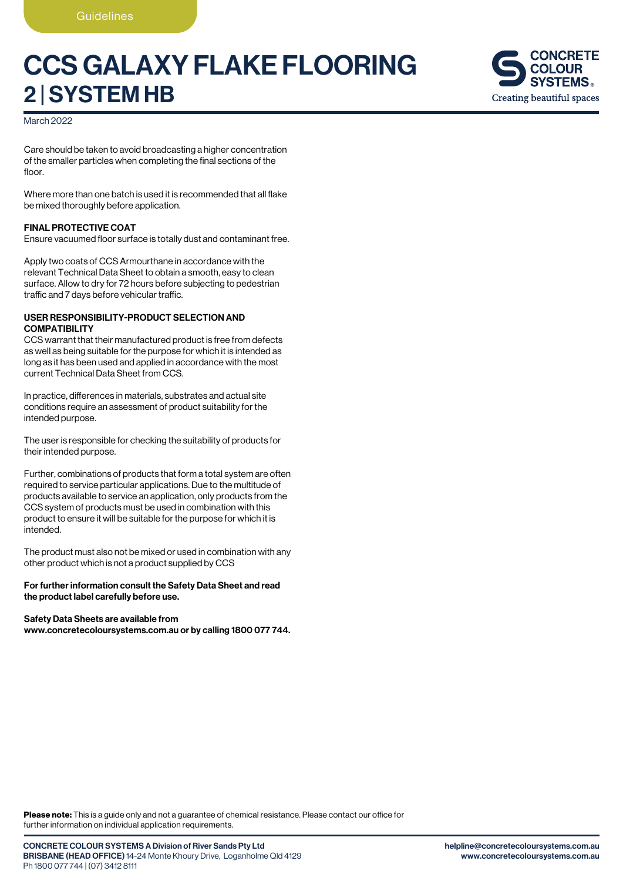# CCS GALAXY FLAKE FLOORING
## 2 | SYSTEM HB

March 2022

Care should be taken to avoid broadcasting a higher concentration of the smaller particles when completing the final sections of the floor.

Where more than one batch is used it is recommended that all flake be mixed thoroughly before application.

**FINAL PROTECTIVE COAT**
Ensure vacuumed floor surface is totally dust and contaminant free.

Apply two coats of CCS Armourthane in accordance with the relevant Technical Data Sheet to obtain a smooth, easy to clean surface. Allow to dry for 72 hours before subjecting to pedestrian traffic and 7 days before vehicular traffic.

**USER RESPONSIBILITY-PRODUCT SELECTION AND COMPATIBILITY**
CCS warrant that their manufactured product is free from defects as well as being suitable for the purpose for which it is intended as long as it has been used and applied in accordance with the most current Technical Data Sheet from CCS.

In practice, differences in materials, substrates and actual site conditions require an assessment of product suitability for the intended purpose.

The user is responsible for checking the suitability of products for their intended purpose.

Further, combinations of products that form a total system are often required to service particular applications. Due to the multitude of products available to service an application, only products from the CCS system of products must be used in combination with this product to ensure it will be suitable for the purpose for which it is intended.

The product must also not be mixed or used in combination with any other product which is not a product supplied by CCS

**For further information consult the Safety Data Sheet and read the product label carefully before use.**

**Safety Data Sheets are available from www.concretecoloursystems.com.au or by calling 1800 077 744.**

**Please note:** This is a guide only and not a guarantee of chemical resistance. Please contact our office for further information on individual application requirements.

**CONCRETE COLOUR SYSTEMS A Division of River Sands Pty Ltd**
**BRISBANE (HEAD OFFICE)** 14-24 Monte Khoury Drive, Loganholme Qld 4129
Ph 1800 077 744 | (07) 3412 8111

**helpline@concretecoloursystems.com.au**
**www.concretecoloursystems.com.au**